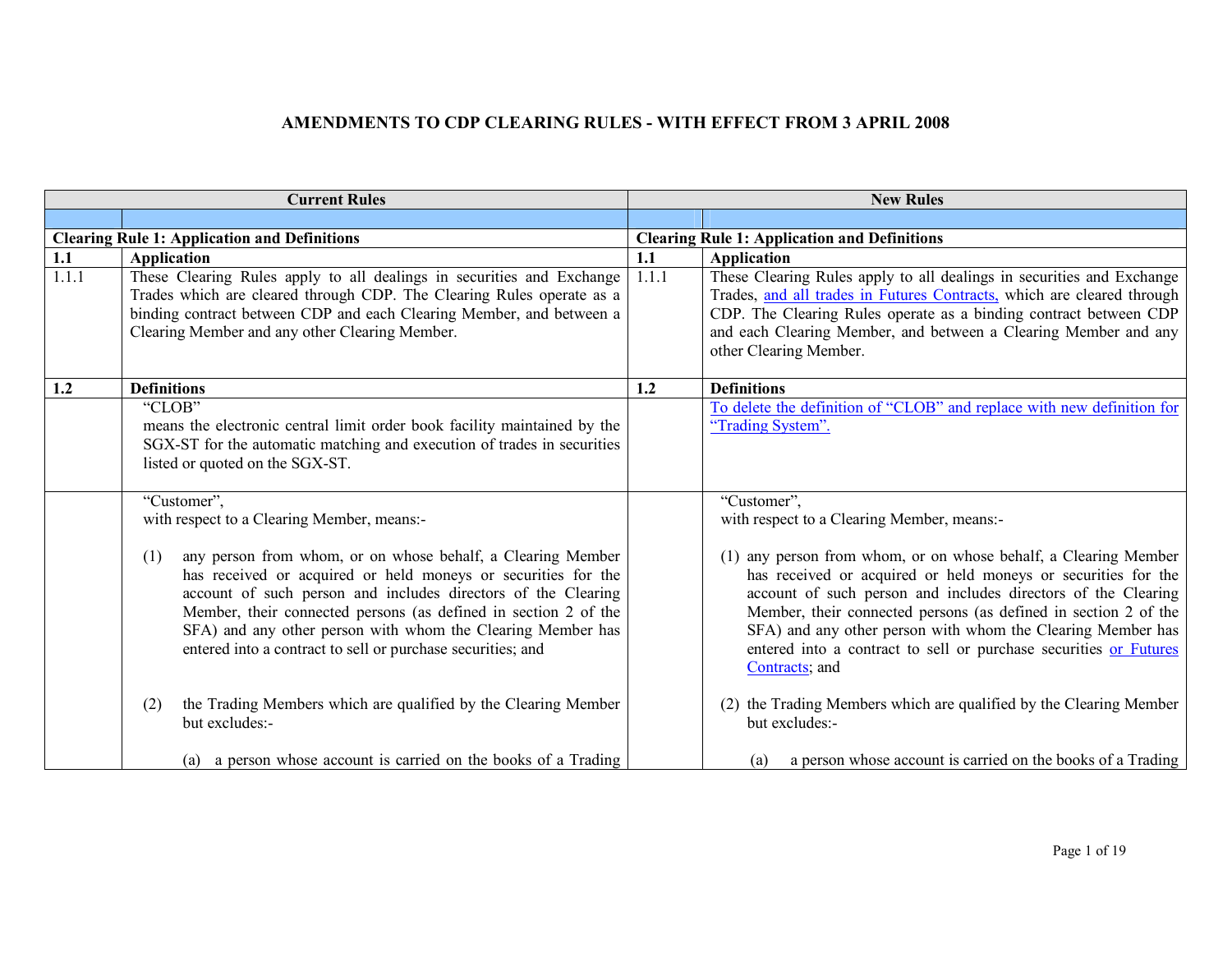# AMENDMENTS TO CDP CLEARING RULES - WITH EFFECT FROM 3 APRIL 2008

| Current Rules | | New Rules | |
|---|---|---|---|
| | | | |
| **Clearing Rule 1: Application and Definitions** | | **Clearing Rule 1: Application and Definitions** | |
| **1.1** | **Application** | **1.1** | **Application** |
| 1.1.1 | These Clearing Rules apply to all dealings in securities and Exchange Trades which are cleared through CDP. The Clearing Rules operate as a binding contract between CDP and each Clearing Member, and between a Clearing Member and any other Clearing Member. | 1.1.1 | These Clearing Rules apply to all dealings in securities and Exchange Trades, and all trades in Futures Contracts, which are cleared through CDP. The Clearing Rules operate as a binding contract between CDP and each Clearing Member, and between a Clearing Member and any other Clearing Member. |
| **1.2** | **Definitions** | **1.2** | **Definitions** |
| | "CLOB" means the electronic central limit order book facility maintained by the SGX-ST for the automatic matching and execution of trades in securities listed or quoted on the SGX-ST. | | To delete the definition of "CLOB" and replace with new definition for "Trading System". |
| | "Customer", with respect to a Clearing Member, means:-<br><br>(1) any person from whom, or on whose behalf, a Clearing Member has received or acquired or held moneys or securities for the account of such person and includes directors of the Clearing Member, their connected persons (as defined in section 2 of the SFA) and any other person with whom the Clearing Member has entered into a contract to sell or purchase securities; and<br><br>(2) the Trading Members which are qualified by the Clearing Member but excludes:-<br><br>(a) a person whose account is carried on the books of a Trading | | "Customer", with respect to a Clearing Member, means:-<br><br>(1) any person from whom, or on whose behalf, a Clearing Member has received or acquired or held moneys or securities for the account of such person and includes directors of the Clearing Member, their connected persons (as defined in section 2 of the SFA) and any other person with whom the Clearing Member has entered into a contract to sell or purchase securities or Futures Contracts; and<br><br>(2) the Trading Members which are qualified by the Clearing Member but excludes:-<br><br>(a) a person whose account is carried on the books of a Trading |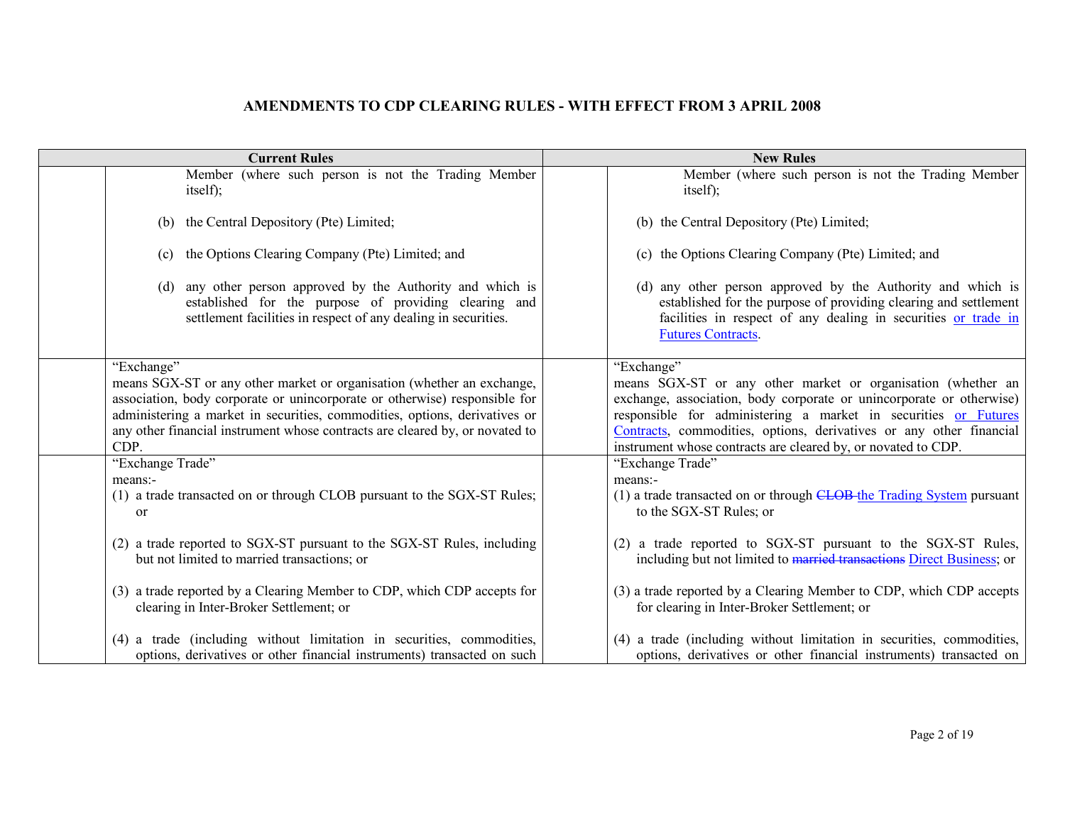## AMENDMENTS TO CDP CLEARING RULES - WITH EFFECT FROM 3 APRIL 2008

| | Current Rules | | New Rules |
|---|---|---|---|
| | Member (where such person is not the Trading Member itself);<br><br>(b) the Central Depository (Pte) Limited;<br><br>(c) the Options Clearing Company (Pte) Limited; and<br><br>(d) any other person approved by the Authority and which is established for the purpose of providing clearing and settlement facilities in respect of any dealing in securities. | | Member (where such person is not the Trading Member itself);<br><br>(b) the Central Depository (Pte) Limited;<br><br>(c) the Options Clearing Company (Pte) Limited; and<br><br>(d) any other person approved by the Authority and which is established for the purpose of providing clearing and settlement facilities in respect of any dealing in securities <u>or trade in Futures Contracts</u>. |
| | "Exchange"<br>means SGX-ST or any other market or organisation (whether an exchange, association, body corporate or unincorporate or otherwise) responsible for administering a market in securities, commodities, options, derivatives or any other financial instrument whose contracts are cleared by, or novated to CDP. | | "Exchange"<br>means SGX-ST or any other market or organisation (whether an exchange, association, body corporate or unincorporate or otherwise) responsible for administering a market in securities <u>or Futures Contracts</u>, commodities, options, derivatives or any other financial instrument whose contracts are cleared by, or novated to CDP. |
| | "Exchange Trade"<br>means:-<br>(1) a trade transacted on or through CLOB pursuant to the SGX-ST Rules; or<br><br>(2) a trade reported to SGX-ST pursuant to the SGX-ST Rules, including but not limited to married transactions; or<br><br>(3) a trade reported by a Clearing Member to CDP, which CDP accepts for clearing in Inter-Broker Settlement; or<br><br>(4) a trade (including without limitation in securities, commodities, options, derivatives or other financial instruments) transacted on such | | "Exchange Trade"<br>means:-<br>(1) a trade transacted on or through ~~CLOB~~ <u>the Trading System</u> pursuant to the SGX-ST Rules; or<br><br>(2) a trade reported to SGX-ST pursuant to the SGX-ST Rules, including but not limited to ~~married transactions~~ <u>Direct Business</u>; or<br><br>(3) a trade reported by a Clearing Member to CDP, which CDP accepts for clearing in Inter-Broker Settlement; or<br><br>(4) a trade (including without limitation in securities, commodities, options, derivatives or other financial instruments) transacted on |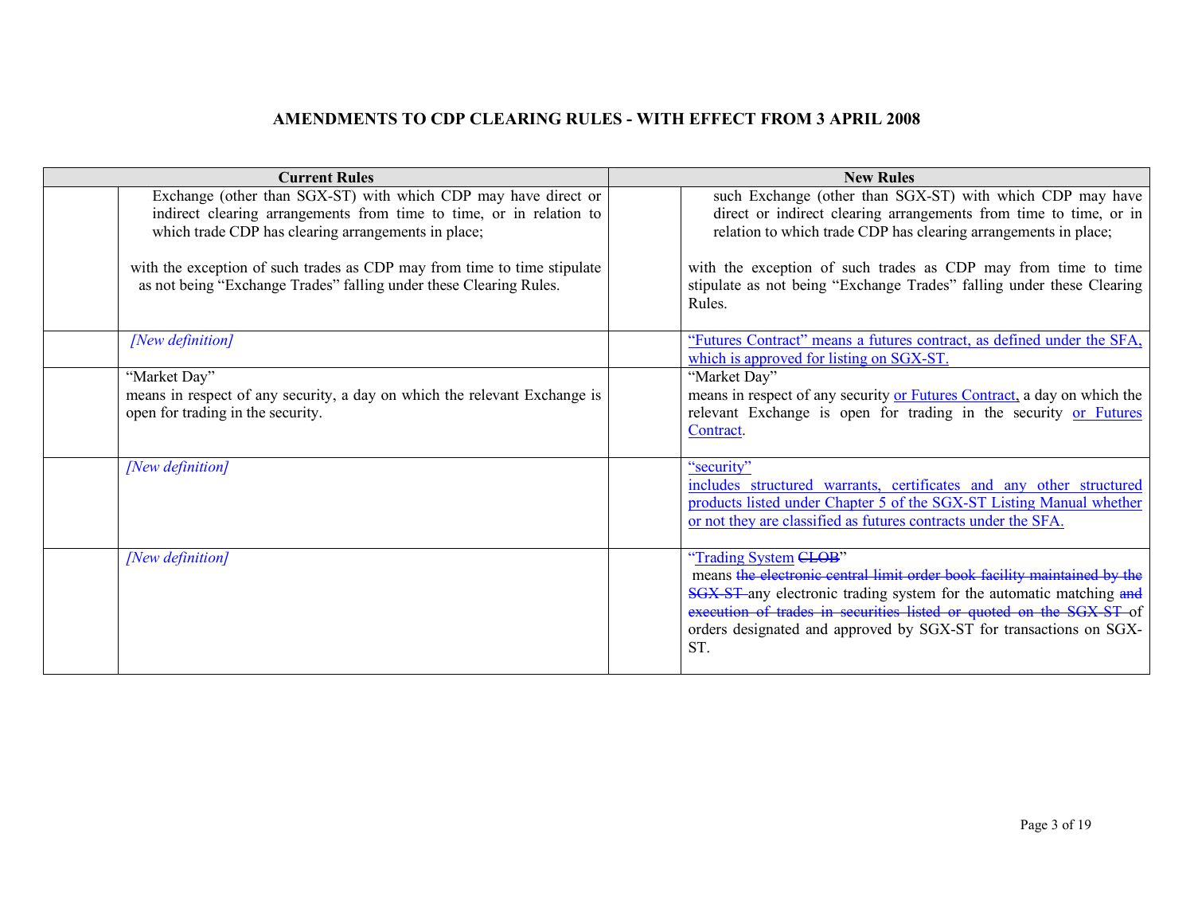# AMENDMENTS TO CDP CLEARING RULES - WITH EFFECT FROM 3 APRIL 2008

| | Current Rules | | New Rules |
|---|---|---|---|
| | Exchange (other than SGX-ST) with which CDP may have direct or indirect clearing arrangements from time to time, or in relation to which trade CDP has clearing arrangements in place;<br><br>with the exception of such trades as CDP may from time to time stipulate as not being "Exchange Trades" falling under these Clearing Rules. | | such Exchange (other than SGX-ST) with which CDP may have direct or indirect clearing arrangements from time to time, or in relation to which trade CDP has clearing arrangements in place;<br><br>with the exception of such trades as CDP may from time to time stipulate as not being "Exchange Trades" falling under these Clearing Rules. |
| | *[New definition]* | | "Futures Contract" means a futures contract, as defined under the SFA, which is approved for listing on SGX-ST. |
| | "Market Day"<br>means in respect of any security, a day on which the relevant Exchange is open for trading in the security. | | "Market Day"<br>means in respect of any security or Futures Contract, a day on which the relevant Exchange is open for trading in the security or Futures Contract. |
| | *[New definition]* | | "security"<br>includes structured warrants, certificates and any other structured products listed under Chapter 5 of the SGX-ST Listing Manual whether or not they are classified as futures contracts under the SFA. |
| | *[New definition]* | | "Trading System ~~CLOB~~"<br>means ~~the electronic central limit order book facility maintained by the SGX-ST~~ any electronic trading system for the automatic matching ~~and execution of trades in securities listed or quoted on the SGX-ST~~ of orders designated and approved by SGX-ST for transactions on SGX-ST. |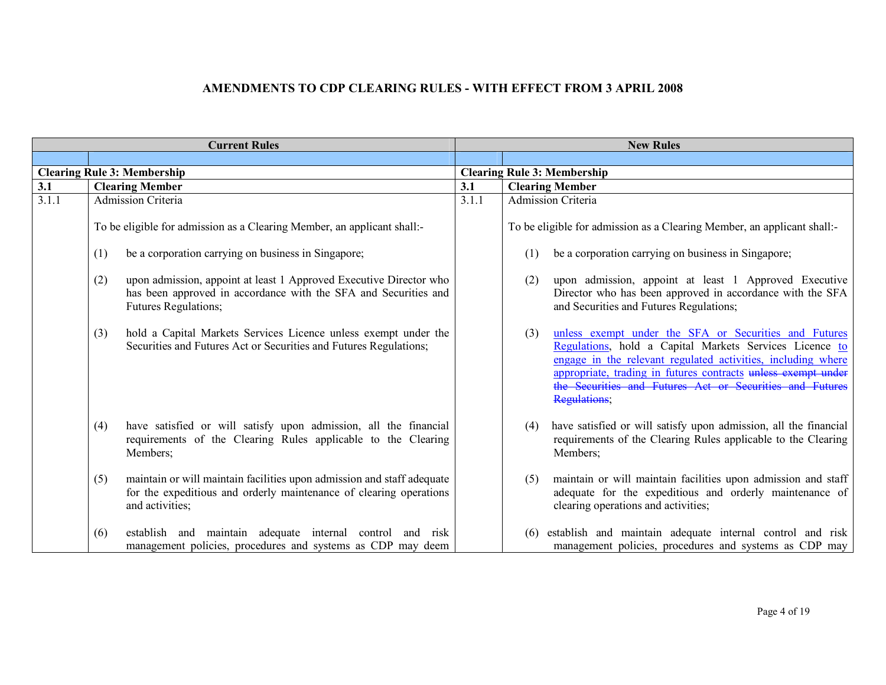# AMENDMENTS TO CDP CLEARING RULES - WITH EFFECT FROM 3 APRIL 2008

| Current Rules | | New Rules | |
|---|---|---|---|
| | | | |
| **Clearing Rule 3: Membership** | | **Clearing Rule 3: Membership** | |
| **3.1** | **Clearing Member** | **3.1** | **Clearing Member** |
| 3.1.1 | Admission Criteria<br><br>To be eligible for admission as a Clearing Member, an applicant shall:-<br><br>(1) be a corporation carrying on business in Singapore;<br><br>(2) upon admission, appoint at least 1 Approved Executive Director who has been approved in accordance with the SFA and Securities and Futures Regulations;<br><br>(3) hold a Capital Markets Services Licence unless exempt under the Securities and Futures Act or Securities and Futures Regulations;<br><br>(4) have satisfied or will satisfy upon admission, all the financial requirements of the Clearing Rules applicable to the Clearing Members;<br><br>(5) maintain or will maintain facilities upon admission and staff adequate for the expeditious and orderly maintenance of clearing operations and activities;<br><br>(6) establish and maintain adequate internal control and risk management policies, procedures and systems as CDP may deem | 3.1.1 | Admission Criteria<br><br>To be eligible for admission as a Clearing Member, an applicant shall:-<br><br>(1) be a corporation carrying on business in Singapore;<br><br>(2) upon admission, appoint at least 1 Approved Executive Director who has been approved in accordance with the SFA and Securities and Futures Regulations;<br><br>(3) <u>unless exempt under the SFA or Securities and Futures Regulations</u>, hold a Capital Markets Services Licence <u>to engage in the relevant regulated activities, including where appropriate, trading in futures contracts</u> ~~unless exempt under the Securities and Futures Act or Securities and Futures Regulations~~;<br><br>(4) have satisfied or will satisfy upon admission, all the financial requirements of the Clearing Rules applicable to the Clearing Members;<br><br>(5) maintain or will maintain facilities upon admission and staff adequate for the expeditious and orderly maintenance of clearing operations and activities;<br><br>(6) establish and maintain adequate internal control and risk management policies, procedures and systems as CDP may |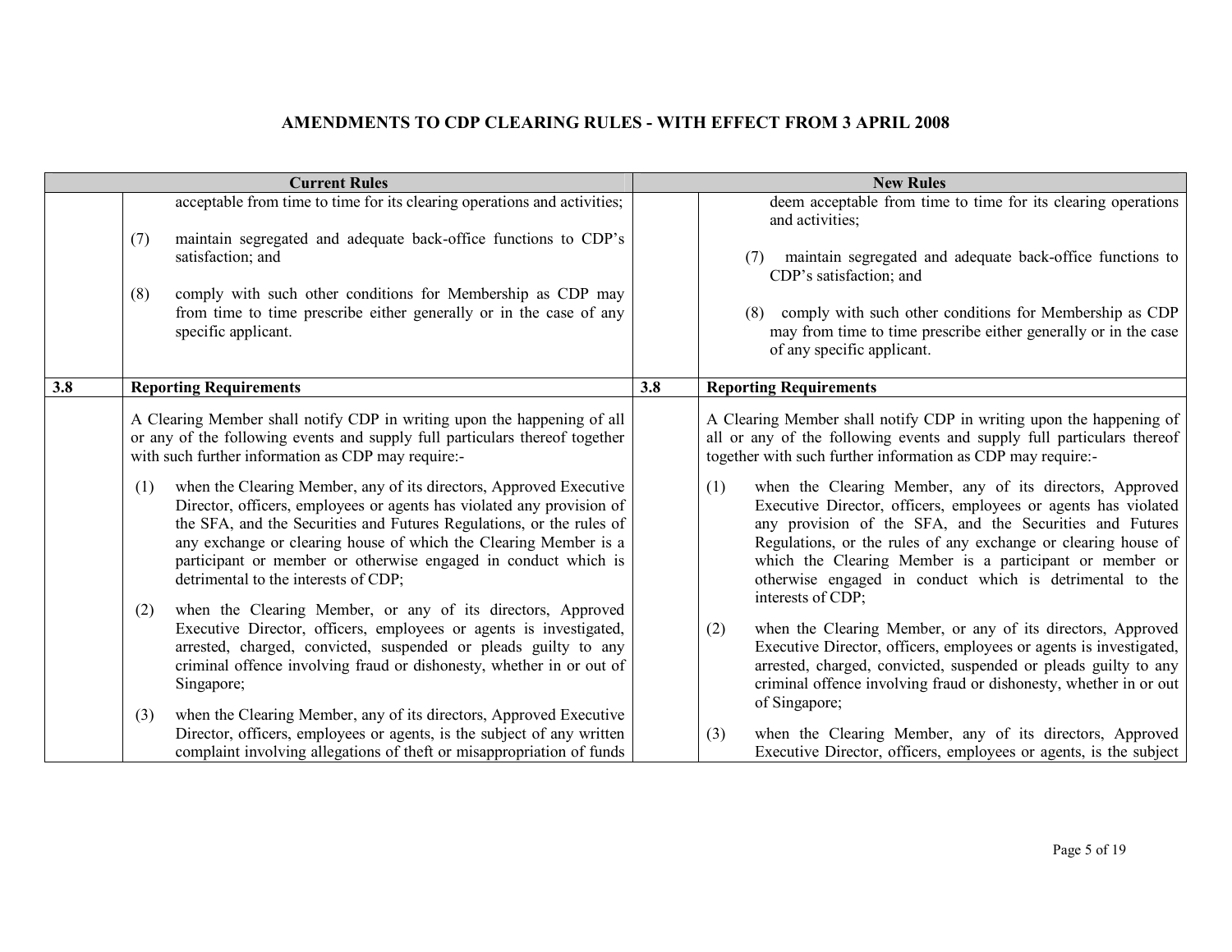# AMENDMENTS TO CDP CLEARING RULES - WITH EFFECT FROM 3 APRIL 2008

| Current Rules | | New Rules | |
|---|---|---|---|
| | acceptable from time to time for its clearing operations and activities;<br><br>(7) maintain segregated and adequate back-office functions to CDP's satisfaction; and<br><br>(8) comply with such other conditions for Membership as CDP may from time to time prescribe either generally or in the case of any specific applicant. | | deem acceptable from time to time for its clearing operations and activities;<br><br>(7) maintain segregated and adequate back-office functions to CDP's satisfaction; and<br><br>(8) comply with such other conditions for Membership as CDP may from time to time prescribe either generally or in the case of any specific applicant. |
| **3.8** | **Reporting Requirements** | **3.8** | **Reporting Requirements** |
| | A Clearing Member shall notify CDP in writing upon the happening of all or any of the following events and supply full particulars thereof together with such further information as CDP may require:-<br><br>(1) when the Clearing Member, any of its directors, Approved Executive Director, officers, employees or agents has violated any provision of the SFA, and the Securities and Futures Regulations, or the rules of any exchange or clearing house of which the Clearing Member is a participant or member or otherwise engaged in conduct which is detrimental to the interests of CDP;<br><br>(2) when the Clearing Member, or any of its directors, Approved Executive Director, officers, employees or agents is investigated, arrested, charged, convicted, suspended or pleads guilty to any criminal offence involving fraud or dishonesty, whether in or out of Singapore;<br><br>(3) when the Clearing Member, any of its directors, Approved Executive Director, officers, employees or agents, is the subject of any written complaint involving allegations of theft or misappropriation of funds | | A Clearing Member shall notify CDP in writing upon the happening of all or any of the following events and supply full particulars thereof together with such further information as CDP may require:-<br><br>(1) when the Clearing Member, any of its directors, Approved Executive Director, officers, employees or agents has violated any provision of the SFA, and the Securities and Futures Regulations, or the rules of any exchange or clearing house of which the Clearing Member is a participant or member or otherwise engaged in conduct which is detrimental to the interests of CDP;<br><br>(2) when the Clearing Member, or any of its directors, Approved Executive Director, officers, employees or agents is investigated, arrested, charged, convicted, suspended or pleads guilty to any criminal offence involving fraud or dishonesty, whether in or out of Singapore;<br><br>(3) when the Clearing Member, any of its directors, Approved Executive Director, officers, employees or agents, is the subject |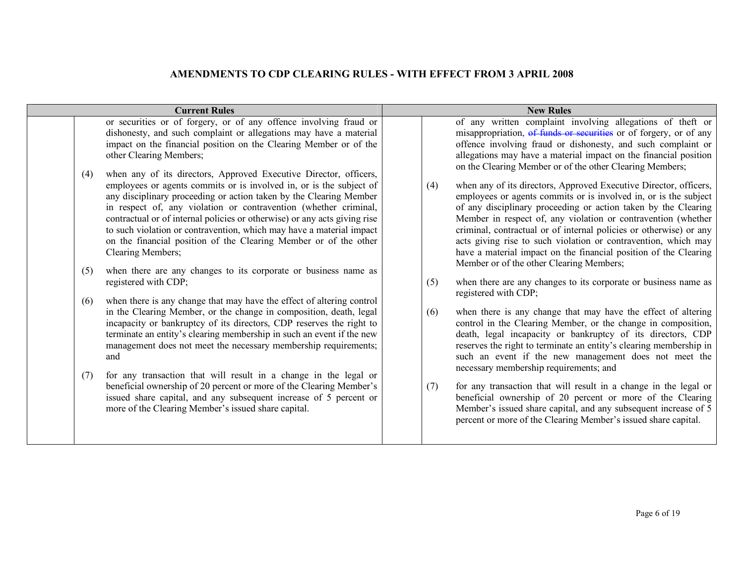## AMENDMENTS TO CDP CLEARING RULES - WITH EFFECT FROM 3 APRIL 2008

| Current Rules | | New Rules | |
|---|---|---|---|
| | or securities or of forgery, or of any offence involving fraud or dishonesty, and such complaint or allegations may have a material impact on the financial position on the Clearing Member or of the other Clearing Members;<br><br>(4) when any of its directors, Approved Executive Director, officers, employees or agents commits or is involved in, or is the subject of any disciplinary proceeding or action taken by the Clearing Member in respect of, any violation or contravention (whether criminal, contractual or of internal policies or otherwise) or any acts giving rise to such violation or contravention, which may have a material impact on the financial position of the Clearing Member or of the other Clearing Members;<br><br>(5) when there are any changes to its corporate or business name as registered with CDP;<br><br>(6) when there is any change that may have the effect of altering control in the Clearing Member, or the change in composition, death, legal incapacity or bankruptcy of its directors, CDP reserves the right to terminate an entity's clearing membership in such an event if the new management does not meet the necessary membership requirements; and<br><br>(7) for any transaction that will result in a change in the legal or beneficial ownership of 20 percent or more of the Clearing Member's issued share capital, and any subsequent increase of 5 percent or more of the Clearing Member's issued share capital. | | of any written complaint involving allegations of theft or misappropriation, ~~of funds or securities~~ or of forgery, or of any offence involving fraud or dishonesty, and such complaint or allegations may have a material impact on the financial position on the Clearing Member or of the other Clearing Members;<br><br>(4) when any of its directors, Approved Executive Director, officers, employees or agents commits or is involved in, or is the subject of any disciplinary proceeding or action taken by the Clearing Member in respect of, any violation or contravention (whether criminal, contractual or of internal policies or otherwise) or any acts giving rise to such violation or contravention, which may have a material impact on the financial position of the Clearing Member or of the other Clearing Members;<br><br>(5) when there are any changes to its corporate or business name as registered with CDP;<br><br>(6) when there is any change that may have the effect of altering control in the Clearing Member, or the change in composition, death, legal incapacity or bankruptcy of its directors, CDP reserves the right to terminate an entity's clearing membership in such an event if the new management does not meet the necessary membership requirements; and<br><br>(7) for any transaction that will result in a change in the legal or beneficial ownership of 20 percent or more of the Clearing Member's issued share capital, and any subsequent increase of 5 percent or more of the Clearing Member's issued share capital. |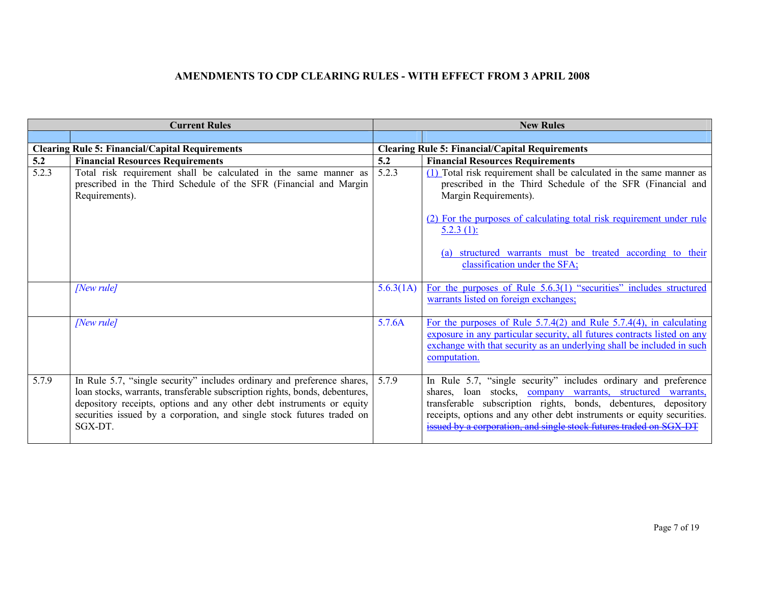## AMENDMENTS TO CDP CLEARING RULES - WITH EFFECT FROM 3 APRIL 2008

| Current Rules | | New Rules | |
|---|---|---|---|
| | | | |
| **Clearing Rule 5: Financial/Capital Requirements** | | **Clearing Rule 5: Financial/Capital Requirements** | |
| **5.2** | **Financial Resources Requirements** | **5.2** | **Financial Resources Requirements** |
| 5.2.3 | Total risk requirement shall be calculated in the same manner as prescribed in the Third Schedule of the SFR (Financial and Margin Requirements). | 5.2.3 | (1) Total risk requirement shall be calculated in the same manner as prescribed in the Third Schedule of the SFR (Financial and Margin Requirements).<br><br>(2) For the purposes of calculating total risk requirement under rule 5.2.3 (1):<br><br>(a) structured warrants must be treated according to their classification under the SFA; |
| | *[New rule]* | 5.6.3(1A) | For the purposes of Rule 5.6.3(1) "securities" includes structured warrants listed on foreign exchanges; |
| | *[New rule]* | 5.7.6A | For the purposes of Rule 5.7.4(2) and Rule 5.7.4(4), in calculating exposure in any particular security, all futures contracts listed on any exchange with that security as an underlying shall be included in such computation. |
| 5.7.9 | In Rule 5.7, "single security" includes ordinary and preference shares, loan stocks, warrants, transferable subscription rights, bonds, debentures, depository receipts, options and any other debt instruments or equity securities issued by a corporation, and single stock futures traded on SGX-DT. | 5.7.9 | In Rule 5.7, "single security" includes ordinary and preference shares, loan stocks, company warrants, structured warrants, transferable subscription rights, bonds, debentures, depository receipts, options and any other debt instruments or equity securities. ~~issued by a corporation, and single stock futures traded on SGX-DT~~ |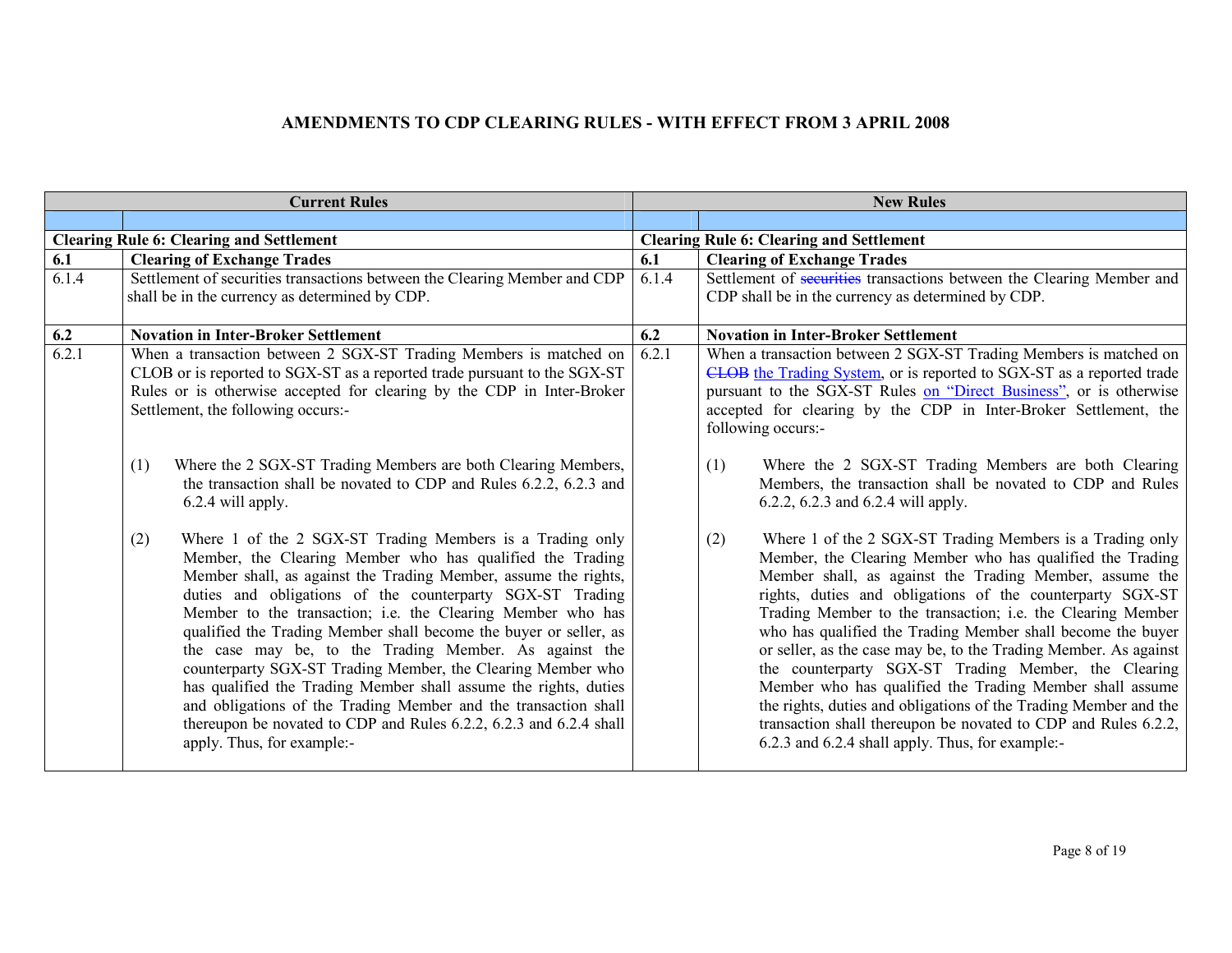# AMENDMENTS TO CDP CLEARING RULES - WITH EFFECT FROM 3 APRIL 2008

| Current Rules | | New Rules | |
|---|---|---|---|
| | | | |
| **Clearing Rule 6: Clearing and Settlement** | | **Clearing Rule 6: Clearing and Settlement** | |
| **6.1** | **Clearing of Exchange Trades** | **6.1** | **Clearing of Exchange Trades** |
| 6.1.4 | Settlement of securities transactions between the Clearing Member and CDP shall be in the currency as determined by CDP. | 6.1.4 | Settlement of ~~securities~~ transactions between the Clearing Member and CDP shall be in the currency as determined by CDP. |
| **6.2** | **Novation in Inter-Broker Settlement** | **6.2** | **Novation in Inter-Broker Settlement** |
| 6.2.1 | When a transaction between 2 SGX-ST Trading Members is matched on CLOB or is reported to SGX-ST as a reported trade pursuant to the SGX-ST Rules or is otherwise accepted for clearing by the CDP in Inter-Broker Settlement, the following occurs:-<br><br>(1) Where the 2 SGX-ST Trading Members are both Clearing Members, the transaction shall be novated to CDP and Rules 6.2.2, 6.2.3 and 6.2.4 will apply.<br><br>(2) Where 1 of the 2 SGX-ST Trading Members is a Trading only Member, the Clearing Member who has qualified the Trading Member shall, as against the Trading Member, assume the rights, duties and obligations of the counterparty SGX-ST Trading Member to the transaction; i.e. the Clearing Member who has qualified the Trading Member shall become the buyer or seller, as the case may be, to the Trading Member. As against the counterparty SGX-ST Trading Member, the Clearing Member who has qualified the Trading Member shall assume the rights, duties and obligations of the Trading Member and the transaction shall thereupon be novated to CDP and Rules 6.2.2, 6.2.3 and 6.2.4 shall apply. Thus, for example:- | 6.2.1 | When a transaction between 2 SGX-ST Trading Members is matched on ~~CLOB~~ the Trading System, or is reported to SGX-ST as a reported trade pursuant to the SGX-ST Rules on "Direct Business", or is otherwise accepted for clearing by the CDP in Inter-Broker Settlement, the following occurs:-<br><br>(1) Where the 2 SGX-ST Trading Members are both Clearing Members, the transaction shall be novated to CDP and Rules 6.2.2, 6.2.3 and 6.2.4 will apply.<br><br>(2) Where 1 of the 2 SGX-ST Trading Members is a Trading only Member, the Clearing Member who has qualified the Trading Member shall, as against the Trading Member, assume the rights, duties and obligations of the counterparty SGX-ST Trading Member to the transaction; i.e. the Clearing Member who has qualified the Trading Member shall become the buyer or seller, as the case may be, to the Trading Member. As against the counterparty SGX-ST Trading Member, the Clearing Member who has qualified the Trading Member shall assume the rights, duties and obligations of the Trading Member and the transaction shall thereupon be novated to CDP and Rules 6.2.2, 6.2.3 and 6.2.4 shall apply. Thus, for example:- |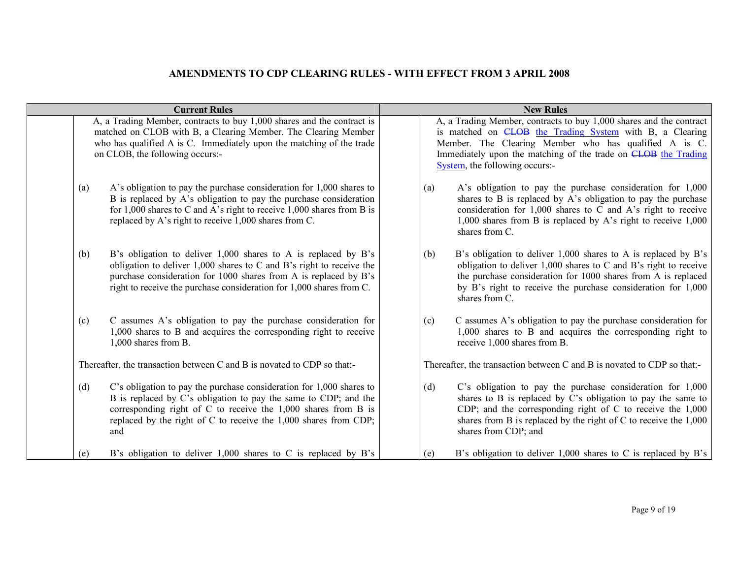## AMENDMENTS TO CDP CLEARING RULES - WITH EFFECT FROM 3 APRIL 2008

| Current Rules | New Rules |
|---|---|
| A, a Trading Member, contracts to buy 1,000 shares and the contract is matched on CLOB with B, a Clearing Member. The Clearing Member who has qualified A is C. Immediately upon the matching of the trade on CLOB, the following occurs:- | A, a Trading Member, contracts to buy 1,000 shares and the contract is matched on ~~CLOB~~ the Trading System with B, a Clearing Member. The Clearing Member who has qualified A is C. Immediately upon the matching of the trade on ~~CLOB~~ the Trading System, the following occurs:- |
| (a) A's obligation to pay the purchase consideration for 1,000 shares to B is replaced by A's obligation to pay the purchase consideration for 1,000 shares to C and A's right to receive 1,000 shares from B is replaced by A's right to receive 1,000 shares from C. | (a) A's obligation to pay the purchase consideration for 1,000 shares to B is replaced by A's obligation to pay the purchase consideration for 1,000 shares to C and A's right to receive 1,000 shares from B is replaced by A's right to receive 1,000 shares from C. |
| (b) B's obligation to deliver 1,000 shares to A is replaced by B's obligation to deliver 1,000 shares to C and B's right to receive the purchase consideration for 1000 shares from A is replaced by B's right to receive the purchase consideration for 1,000 shares from C. | (b) B's obligation to deliver 1,000 shares to A is replaced by B's obligation to deliver 1,000 shares to C and B's right to receive the purchase consideration for 1000 shares from A is replaced by B's right to receive the purchase consideration for 1,000 shares from C. |
| (c) C assumes A's obligation to pay the purchase consideration for 1,000 shares to B and acquires the corresponding right to receive 1,000 shares from B. | (c) C assumes A's obligation to pay the purchase consideration for 1,000 shares to B and acquires the corresponding right to receive 1,000 shares from B. |
| Thereafter, the transaction between C and B is novated to CDP so that:- | Thereafter, the transaction between C and B is novated to CDP so that:- |
| (d) C's obligation to pay the purchase consideration for 1,000 shares to B is replaced by C's obligation to pay the same to CDP; and the corresponding right of C to receive the 1,000 shares from B is replaced by the right of C to receive the 1,000 shares from CDP; and | (d) C's obligation to pay the purchase consideration for 1,000 shares to B is replaced by C's obligation to pay the same to CDP; and the corresponding right of C to receive the 1,000 shares from B is replaced by the right of C to receive the 1,000 shares from CDP; and |
| (e) B's obligation to deliver 1,000 shares to C is replaced by B's | (e) B's obligation to deliver 1,000 shares to C is replaced by B's |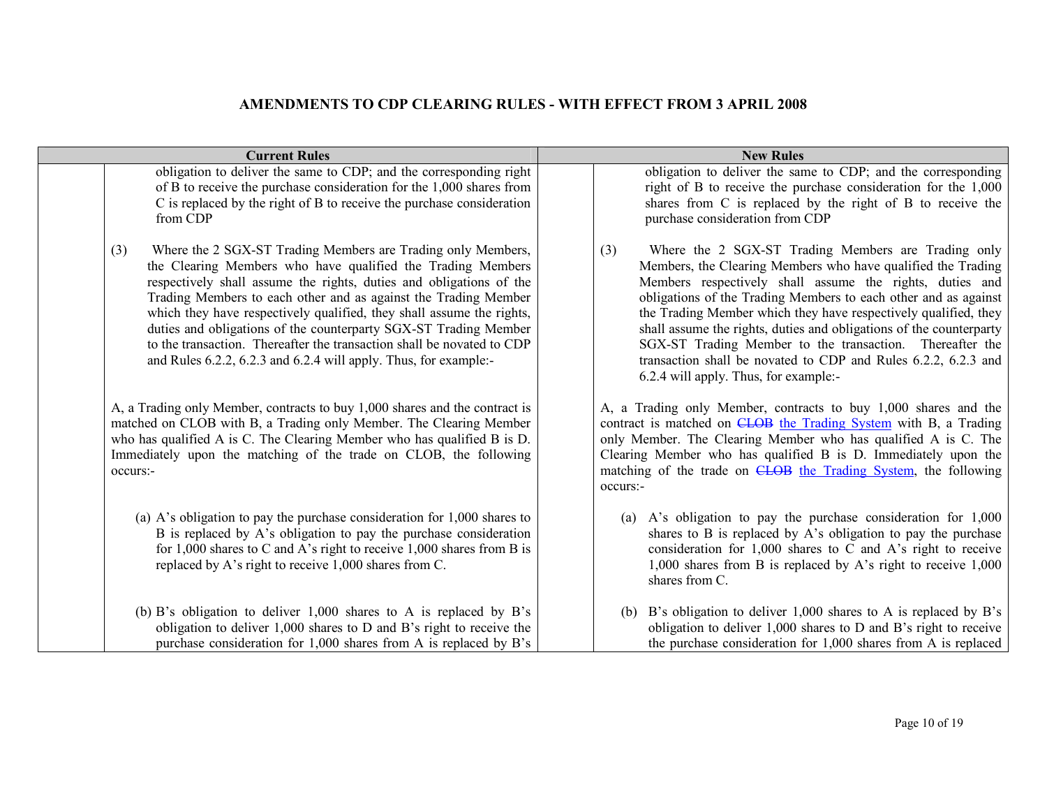# AMENDMENTS TO CDP CLEARING RULES - WITH EFFECT FROM 3 APRIL 2008

| | Current Rules | | New Rules |
|---|---|---|---|
| | obligation to deliver the same to CDP; and the corresponding right of B to receive the purchase consideration for the 1,000 shares from C is replaced by the right of B to receive the purchase consideration from CDP | | obligation to deliver the same to CDP; and the corresponding right of B to receive the purchase consideration for the 1,000 shares from C is replaced by the right of B to receive the purchase consideration from CDP |
| | (3) Where the 2 SGX-ST Trading Members are Trading only Members, the Clearing Members who have qualified the Trading Members respectively shall assume the rights, duties and obligations of the Trading Members to each other and as against the Trading Member which they have respectively qualified, they shall assume the rights, duties and obligations of the counterparty SGX-ST Trading Member to the transaction. Thereafter the transaction shall be novated to CDP and Rules 6.2.2, 6.2.3 and 6.2.4 will apply. Thus, for example:- | | (3) Where the 2 SGX-ST Trading Members are Trading only Members, the Clearing Members who have qualified the Trading Members respectively shall assume the rights, duties and obligations of the Trading Members to each other and as against the Trading Member which they have respectively qualified, they shall assume the rights, duties and obligations of the counterparty SGX-ST Trading Member to the transaction. Thereafter the transaction shall be novated to CDP and Rules 6.2.2, 6.2.3 and 6.2.4 will apply. Thus, for example:- |
| | A, a Trading only Member, contracts to buy 1,000 shares and the contract is matched on CLOB with B, a Trading only Member. The Clearing Member who has qualified A is C. The Clearing Member who has qualified B is D. Immediately upon the matching of the trade on CLOB, the following occurs:- | | A, a Trading only Member, contracts to buy 1,000 shares and the contract is matched on ~~CLOB~~ the Trading System with B, a Trading only Member. The Clearing Member who has qualified A is C. The Clearing Member who has qualified B is D. Immediately upon the matching of the trade on ~~CLOB~~ the Trading System, the following occurs:- |
| | (a) A's obligation to pay the purchase consideration for 1,000 shares to B is replaced by A's obligation to pay the purchase consideration for 1,000 shares to C and A's right to receive 1,000 shares from B is replaced by A's right to receive 1,000 shares from C. | | (a) A's obligation to pay the purchase consideration for 1,000 shares to B is replaced by A's obligation to pay the purchase consideration for 1,000 shares to C and A's right to receive 1,000 shares from B is replaced by A's right to receive 1,000 shares from C. |
| | (b) B's obligation to deliver 1,000 shares to A is replaced by B's obligation to deliver 1,000 shares to D and B's right to receive the purchase consideration for 1,000 shares from A is replaced by B's | | (b) B's obligation to deliver 1,000 shares to A is replaced by B's obligation to deliver 1,000 shares to D and B's right to receive the purchase consideration for 1,000 shares from A is replaced |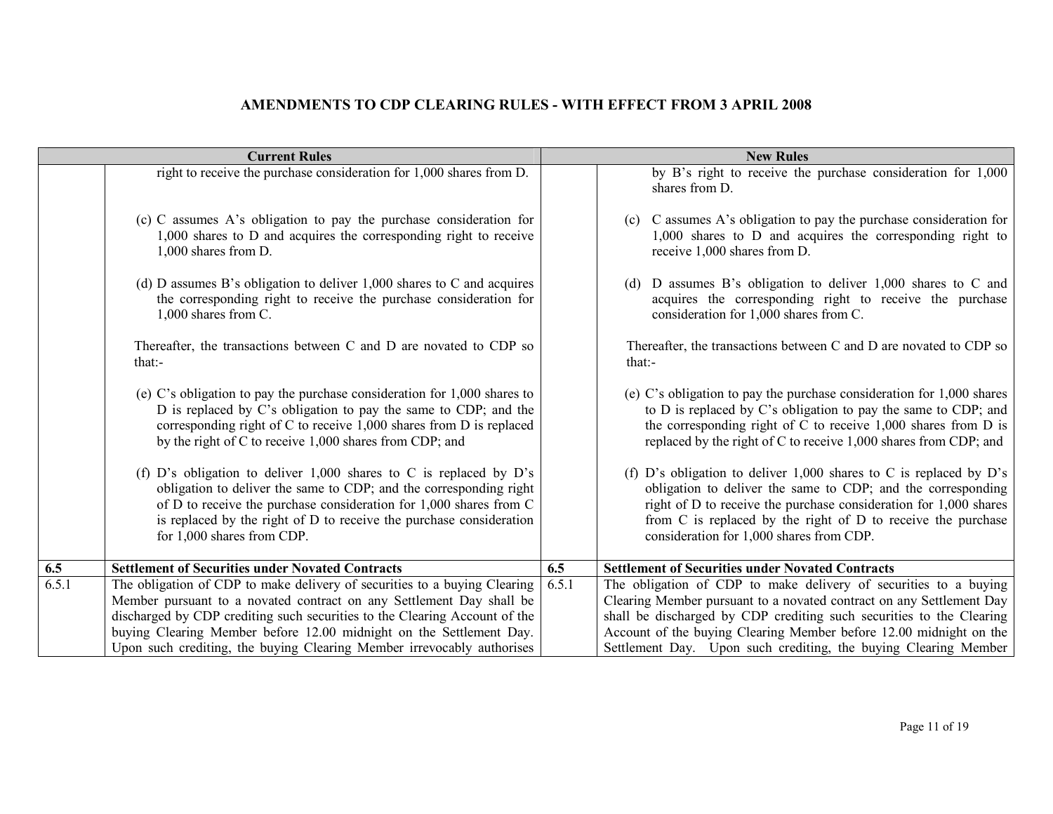# AMENDMENTS TO CDP CLEARING RULES - WITH EFFECT FROM 3 APRIL 2008

| Current Rules | | New Rules | |
|---|---|---|---|
| | right to receive the purchase consideration for 1,000 shares from D.<br><br>(c) C assumes A's obligation to pay the purchase consideration for 1,000 shares to D and acquires the corresponding right to receive 1,000 shares from D.<br><br>(d) D assumes B's obligation to deliver 1,000 shares to C and acquires the corresponding right to receive the purchase consideration for 1,000 shares from C.<br><br>Thereafter, the transactions between C and D are novated to CDP so that:-<br><br>(e) C's obligation to pay the purchase consideration for 1,000 shares to D is replaced by C's obligation to pay the same to CDP; and the corresponding right of C to receive 1,000 shares from D is replaced by the right of C to receive 1,000 shares from CDP; and<br><br>(f) D's obligation to deliver 1,000 shares to C is replaced by D's obligation to deliver the same to CDP; and the corresponding right of D to receive the purchase consideration for 1,000 shares from C is replaced by the right of D to receive the purchase consideration for 1,000 shares from CDP. | | by B's right to receive the purchase consideration for 1,000 shares from D.<br><br>(c) C assumes A's obligation to pay the purchase consideration for 1,000 shares to D and acquires the corresponding right to receive 1,000 shares from D.<br><br>(d) D assumes B's obligation to deliver 1,000 shares to C and acquires the corresponding right to receive the purchase consideration for 1,000 shares from C.<br><br>Thereafter, the transactions between C and D are novated to CDP so that:-<br><br>(e) C's obligation to pay the purchase consideration for 1,000 shares to D is replaced by C's obligation to pay the same to CDP; and the corresponding right of C to receive 1,000 shares from D is replaced by the right of C to receive 1,000 shares from CDP; and<br><br>(f) D's obligation to deliver 1,000 shares to C is replaced by D's obligation to deliver the same to CDP; and the corresponding right of D to receive the purchase consideration for 1,000 shares from C is replaced by the right of D to receive the purchase consideration for 1,000 shares from CDP. |
| **6.5** | **Settlement of Securities under Novated Contracts** | **6.5** | **Settlement of Securities under Novated Contracts** |
| 6.5.1 | The obligation of CDP to make delivery of securities to a buying Clearing Member pursuant to a novated contract on any Settlement Day shall be discharged by CDP crediting such securities to the Clearing Account of the buying Clearing Member before 12.00 midnight on the Settlement Day. Upon such crediting, the buying Clearing Member irrevocably authorises | 6.5.1 | The obligation of CDP to make delivery of securities to a buying Clearing Member pursuant to a novated contract on any Settlement Day shall be discharged by CDP crediting such securities to the Clearing Account of the buying Clearing Member before 12.00 midnight on the Settlement Day. Upon such crediting, the buying Clearing Member |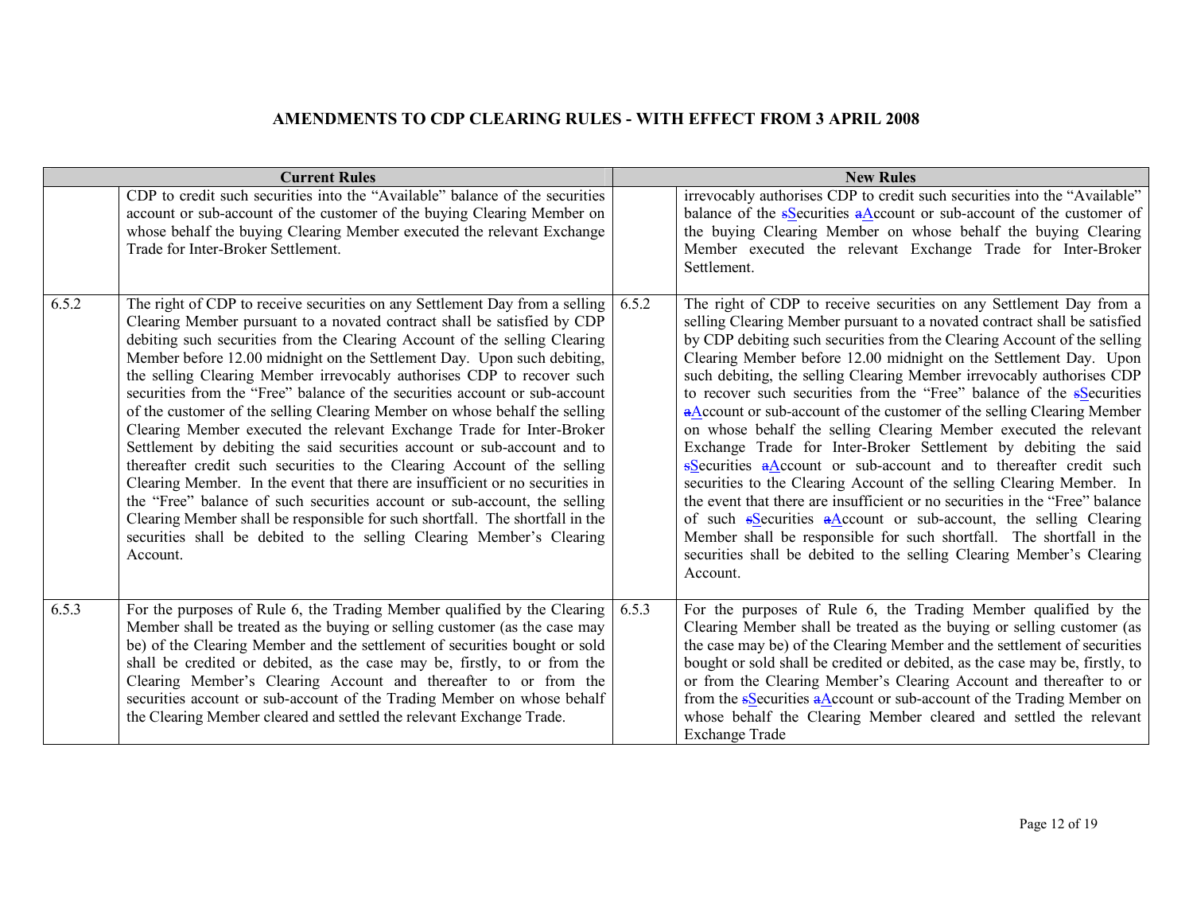## AMENDMENTS TO CDP CLEARING RULES - WITH EFFECT FROM 3 APRIL 2008

| Current Rules | | New Rules | |
|---|---|---|---|
| | CDP to credit such securities into the "Available" balance of the securities account or sub-account of the customer of the buying Clearing Member on whose behalf the buying Clearing Member executed the relevant Exchange Trade for Inter-Broker Settlement. | | irrevocably authorises CDP to credit such securities into the "Available" balance of the ~~s~~Securities ~~a~~Account or sub-account of the customer of the buying Clearing Member on whose behalf the buying Clearing Member executed the relevant Exchange Trade for Inter-Broker Settlement. |
| 6.5.2 | The right of CDP to receive securities on any Settlement Day from a selling Clearing Member pursuant to a novated contract shall be satisfied by CDP debiting such securities from the Clearing Account of the selling Clearing Member before 12.00 midnight on the Settlement Day. Upon such debiting, the selling Clearing Member irrevocably authorises CDP to recover such securities from the "Free" balance of the securities account or sub-account of the customer of the selling Clearing Member on whose behalf the selling Clearing Member executed the relevant Exchange Trade for Inter-Broker Settlement by debiting the said securities account or sub-account and to thereafter credit such securities to the Clearing Account of the selling Clearing Member. In the event that there are insufficient or no securities in the "Free" balance of such securities account or sub-account, the selling Clearing Member shall be responsible for such shortfall. The shortfall in the securities shall be debited to the selling Clearing Member's Clearing Account. | 6.5.2 | The right of CDP to receive securities on any Settlement Day from a selling Clearing Member pursuant to a novated contract shall be satisfied by CDP debiting such securities from the Clearing Account of the selling Clearing Member before 12.00 midnight on the Settlement Day. Upon such debiting, the selling Clearing Member irrevocably authorises CDP to recover such securities from the "Free" balance of the ~~s~~Securities ~~a~~Account or sub-account of the customer of the selling Clearing Member on whose behalf the selling Clearing Member executed the relevant Exchange Trade for Inter-Broker Settlement by debiting the said ~~s~~Securities ~~a~~Account or sub-account and to thereafter credit such securities to the Clearing Account of the selling Clearing Member. In the event that there are insufficient or no securities in the "Free" balance of such ~~s~~Securities ~~a~~Account or sub-account, the selling Clearing Member shall be responsible for such shortfall. The shortfall in the securities shall be debited to the selling Clearing Member's Clearing Account. |
| 6.5.3 | For the purposes of Rule 6, the Trading Member qualified by the Clearing Member shall be treated as the buying or selling customer (as the case may be) of the Clearing Member and the settlement of securities bought or sold shall be credited or debited, as the case may be, firstly, to or from the Clearing Member's Clearing Account and thereafter to or from the securities account or sub-account of the Trading Member on whose behalf the Clearing Member cleared and settled the relevant Exchange Trade. | 6.5.3 | For the purposes of Rule 6, the Trading Member qualified by the Clearing Member shall be treated as the buying or selling customer (as the case may be) of the Clearing Member and the settlement of securities bought or sold shall be credited or debited, as the case may be, firstly, to or from the Clearing Member's Clearing Account and thereafter to or from the ~~s~~Securities ~~a~~Account or sub-account of the Trading Member on whose behalf the Clearing Member cleared and settled the relevant Exchange Trade |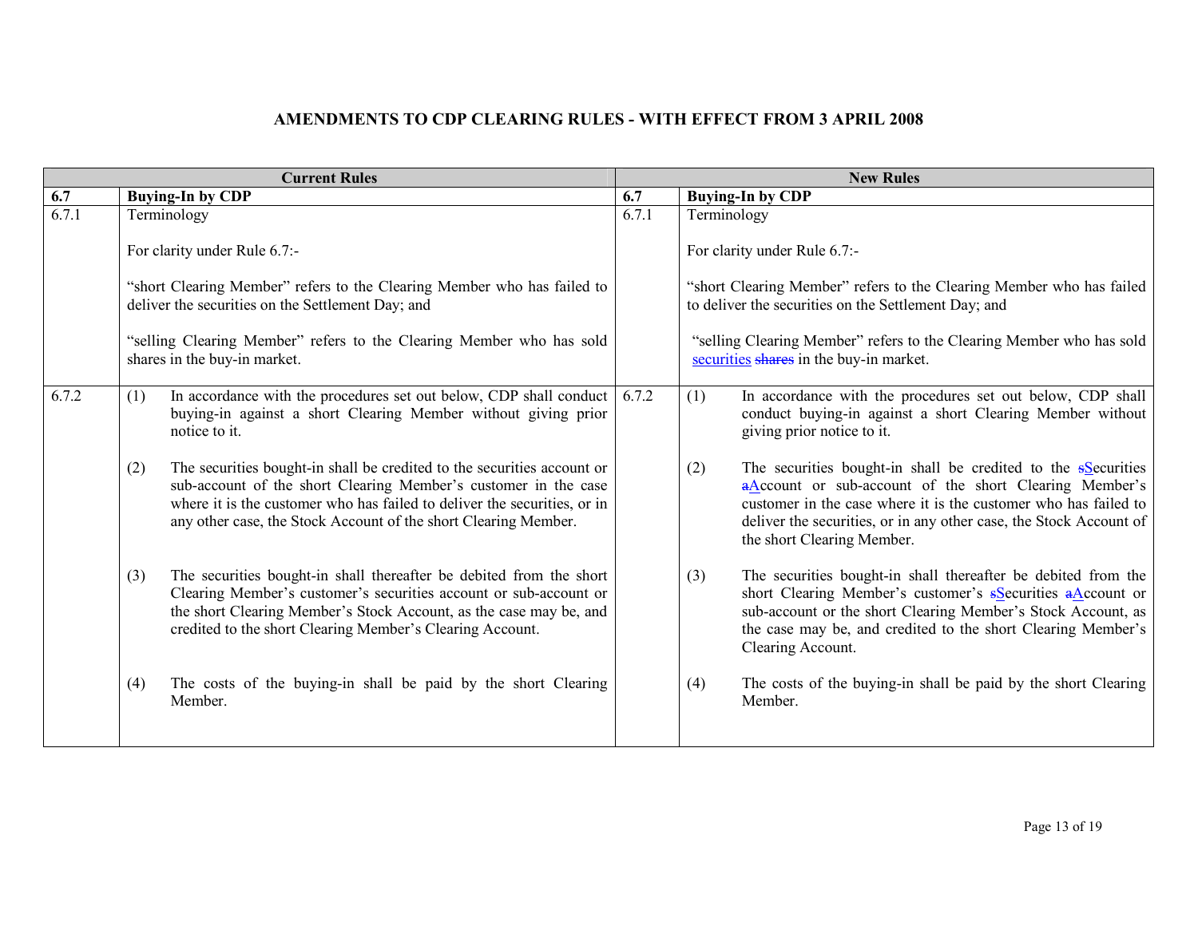# AMENDMENTS TO CDP CLEARING RULES - WITH EFFECT FROM 3 APRIL 2008

| Current Rules | | New Rules | |
|---|---|---|---|
| **6.7** | **Buying-In by CDP** | **6.7** | **Buying-In by CDP** |
| 6.7.1 | Terminology<br><br>For clarity under Rule 6.7:-<br><br>"short Clearing Member" refers to the Clearing Member who has failed to deliver the securities on the Settlement Day; and<br><br>"selling Clearing Member" refers to the Clearing Member who has sold shares in the buy-in market. | 6.7.1 | Terminology<br><br>For clarity under Rule 6.7:-<br><br>"short Clearing Member" refers to the Clearing Member who has failed to deliver the securities on the Settlement Day; and<br><br>"selling Clearing Member" refers to the Clearing Member who has sold securities ~~shares~~ in the buy-in market. |
| 6.7.2 | (1) In accordance with the procedures set out below, CDP shall conduct buying-in against a short Clearing Member without giving prior notice to it.<br><br>(2) The securities bought-in shall be credited to the securities account or sub-account of the short Clearing Member's customer in the case where it is the customer who has failed to deliver the securities, or in any other case, the Stock Account of the short Clearing Member.<br><br>(3) The securities bought-in shall thereafter be debited from the short Clearing Member's customer's securities account or sub-account or the short Clearing Member's Stock Account, as the case may be, and credited to the short Clearing Member's Clearing Account.<br><br>(4) The costs of the buying-in shall be paid by the short Clearing Member. | 6.7.2 | (1) In accordance with the procedures set out below, CDP shall conduct buying-in against a short Clearing Member without giving prior notice to it.<br><br>(2) The securities bought-in shall be credited to the ~~s~~Securities ~~a~~Account or sub-account of the short Clearing Member's customer in the case where it is the customer who has failed to deliver the securities, or in any other case, the Stock Account of the short Clearing Member.<br><br>(3) The securities bought-in shall thereafter be debited from the short Clearing Member's customer's ~~s~~Securities ~~a~~Account or sub-account or the short Clearing Member's Stock Account, as the case may be, and credited to the short Clearing Member's Clearing Account.<br><br>(4) The costs of the buying-in shall be paid by the short Clearing Member. |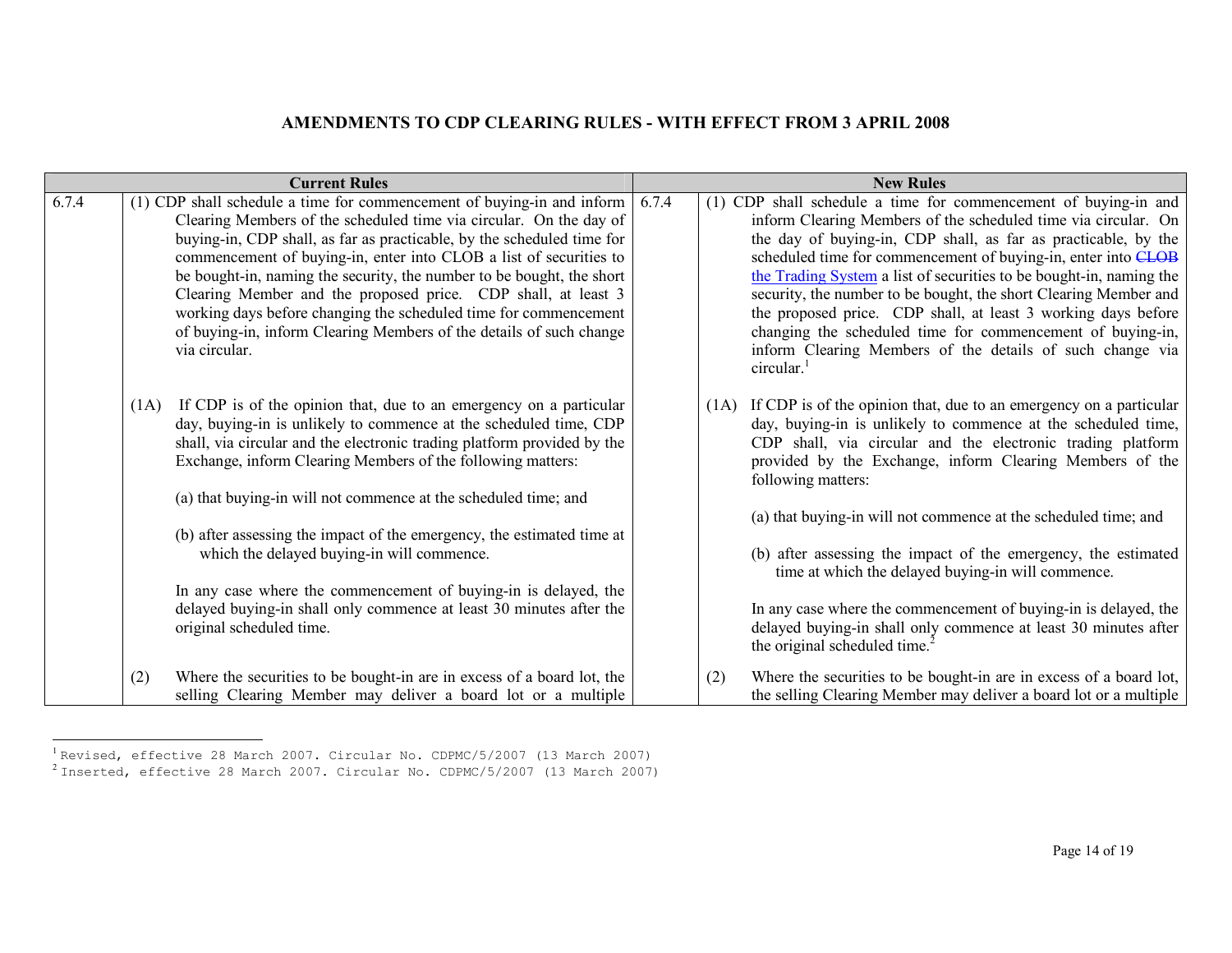# AMENDMENTS TO CDP CLEARING RULES - WITH EFFECT FROM 3 APRIL 2008

| Current Rules | | New Rules | |
|---|---|---|---|
| 6.7.4 | (1) CDP shall schedule a time for commencement of buying-in and inform Clearing Members of the scheduled time via circular. On the day of buying-in, CDP shall, as far as practicable, by the scheduled time for commencement of buying-in, enter into CLOB a list of securities to be bought-in, naming the security, the number to be bought, the short Clearing Member and the proposed price. CDP shall, at least 3 working days before changing the scheduled time for commencement of buying-in, inform Clearing Members of the details of such change via circular. | 6.7.4 | (1) CDP shall schedule a time for commencement of buying-in and inform Clearing Members of the scheduled time via circular. On the day of buying-in, CDP shall, as far as practicable, by the scheduled time for commencement of buying-in, enter into ~~CLOB~~ the Trading System a list of securities to be bought-in, naming the security, the number to be bought, the short Clearing Member and the proposed price. CDP shall, at least 3 working days before changing the scheduled time for commencement of buying-in, inform Clearing Members of the details of such change via circular.[1] |
| | (1A) If CDP is of the opinion that, due to an emergency on a particular day, buying-in is unlikely to commence at the scheduled time, CDP shall, via circular and the electronic trading platform provided by the Exchange, inform Clearing Members of the following matters:<br><br>(a) that buying-in will not commence at the scheduled time; and<br><br>(b) after assessing the impact of the emergency, the estimated time at which the delayed buying-in will commence.<br><br>In any case where the commencement of buying-in is delayed, the delayed buying-in shall only commence at least 30 minutes after the original scheduled time. | | (1A) If CDP is of the opinion that, due to an emergency on a particular day, buying-in is unlikely to commence at the scheduled time, CDP shall, via circular and the electronic trading platform provided by the Exchange, inform Clearing Members of the following matters:<br><br>(a) that buying-in will not commence at the scheduled time; and<br><br>(b) after assessing the impact of the emergency, the estimated time at which the delayed buying-in will commence.<br><br>In any case where the commencement of buying-in is delayed, the delayed buying-in shall only commence at least 30 minutes after the original scheduled time.[2] |
| | (2) Where the securities to be bought-in are in excess of a board lot, the selling Clearing Member may deliver a board lot or a multiple | | (2) Where the securities to be bought-in are in excess of a board lot, the selling Clearing Member may deliver a board lot or a multiple |

[1] Revised, effective 28 March 2007. Circular No. CDPMC/5/2007 (13 March 2007)

[2] Inserted, effective 28 March 2007. Circular No. CDPMC/5/2007 (13 March 2007)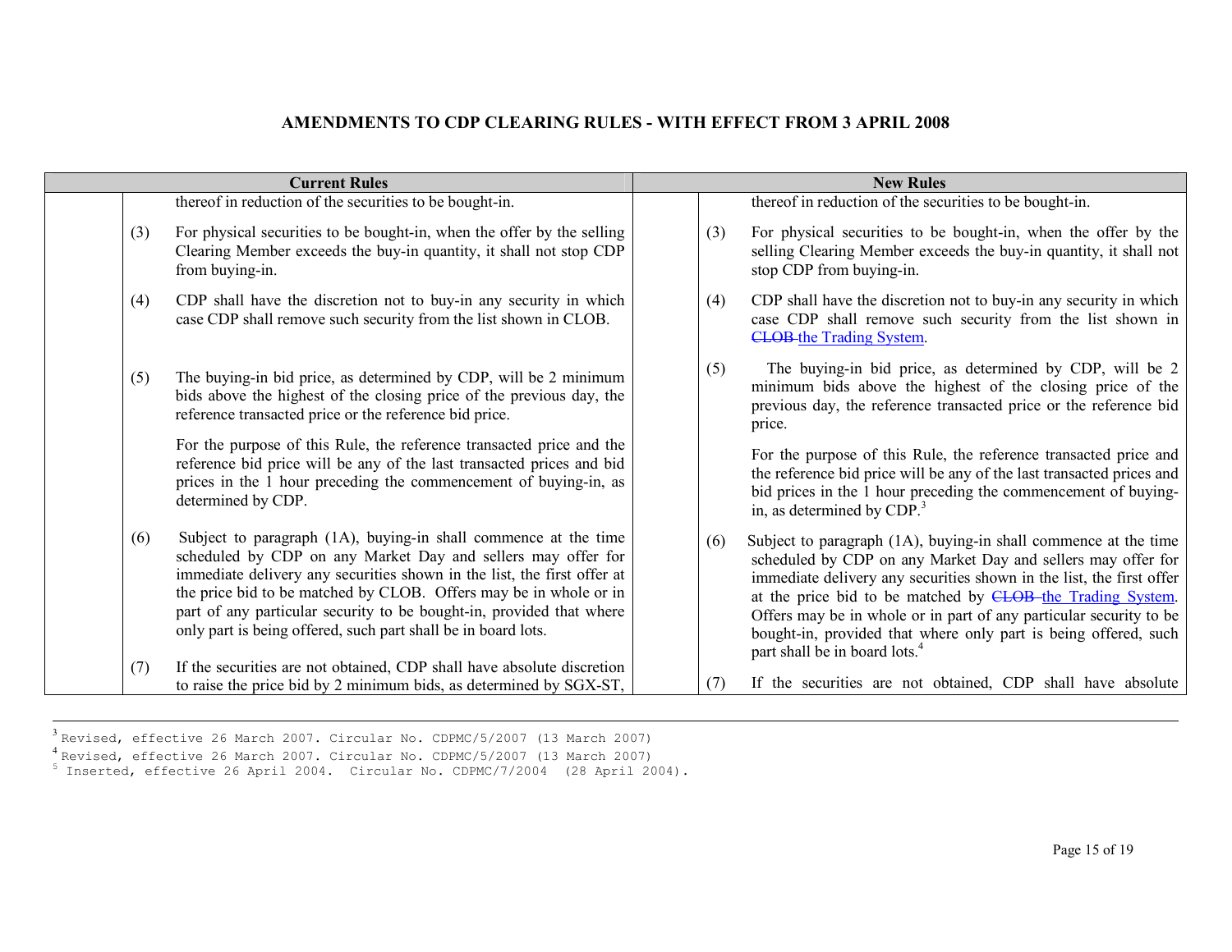## AMENDMENTS TO CDP CLEARING RULES - WITH EFFECT FROM 3 APRIL 2008

| Current Rules | New Rules |
|---|---|
| thereof in reduction of the securities to be bought-in. | thereof in reduction of the securities to be bought-in. |
| (3) For physical securities to be bought-in, when the offer by the selling Clearing Member exceeds the buy-in quantity, it shall not stop CDP from buying-in. | (3) For physical securities to be bought-in, when the offer by the selling Clearing Member exceeds the buy-in quantity, it shall not stop CDP from buying-in. |
| (4) CDP shall have the discretion not to buy-in any security in which case CDP shall remove such security from the list shown in CLOB. | (4) CDP shall have the discretion not to buy-in any security in which case CDP shall remove such security from the list shown in ~~CLOB~~ the Trading System. |
| (5) The buying-in bid price, as determined by CDP, will be 2 minimum bids above the highest of the closing price of the previous day, the reference transacted price or the reference bid price. For the purpose of this Rule, the reference transacted price and the reference bid price will be any of the last transacted prices and bid prices in the 1 hour preceding the commencement of buying-in, as determined by CDP. | (5) The buying-in bid price, as determined by CDP, will be 2 minimum bids above the highest of the closing price of the previous day, the reference transacted price or the reference bid price. For the purpose of this Rule, the reference transacted price and the reference bid price will be any of the last transacted prices and bid prices in the 1 hour preceding the commencement of buying-in, as determined by CDP.[3] |
| (6) Subject to paragraph (1A), buying-in shall commence at the time scheduled by CDP on any Market Day and sellers may offer for immediate delivery any securities shown in the list, the first offer at the price bid to be matched by CLOB. Offers may be in whole or in part of any particular security to be bought-in, provided that where only part is being offered, such part shall be in board lots. | (6) Subject to paragraph (1A), buying-in shall commence at the time scheduled by CDP on any Market Day and sellers may offer for immediate delivery any securities shown in the list, the first offer at the price bid to be matched by ~~CLOB~~ the Trading System. Offers may be in whole or in part of any particular security to be bought-in, provided that where only part is being offered, such part shall be in board lots.[4] |
| (7) If the securities are not obtained, CDP shall have absolute discretion to raise the price bid by 2 minimum bids, as determined by SGX-ST, | (7) If the securities are not obtained, CDP shall have absolute |

[3] Revised, effective 26 March 2007. Circular No. CDPMC/5/2007 (13 March 2007)
[4] Revised, effective 26 March 2007. Circular No. CDPMC/5/2007 (13 March 2007)
[5] Inserted, effective 26 April 2004. Circular No. CDPMC/7/2004 (28 April 2004).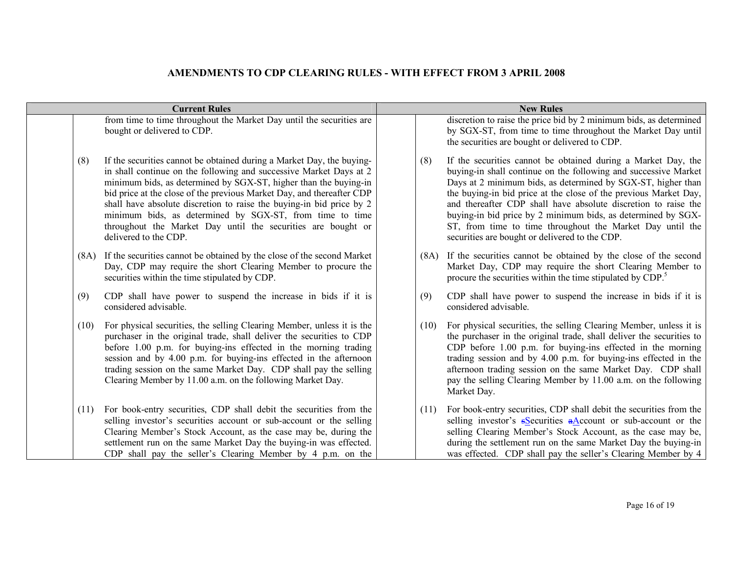# AMENDMENTS TO CDP CLEARING RULES - WITH EFFECT FROM 3 APRIL 2008

| Current Rules | | New Rules | |
|---|---|---|---|
| | from time to time throughout the Market Day until the securities are bought or delivered to CDP. | | discretion to raise the price bid by 2 minimum bids, as determined by SGX-ST, from time to time throughout the Market Day until the securities are bought or delivered to CDP. |
| (8) | If the securities cannot be obtained during a Market Day, the buying-in shall continue on the following and successive Market Days at 2 minimum bids, as determined by SGX-ST, higher than the buying-in bid price at the close of the previous Market Day, and thereafter CDP shall have absolute discretion to raise the buying-in bid price by 2 minimum bids, as determined by SGX-ST, from time to time throughout the Market Day until the securities are bought or delivered to the CDP. | (8) | If the securities cannot be obtained during a Market Day, the buying-in shall continue on the following and successive Market Days at 2 minimum bids, as determined by SGX-ST, higher than the buying-in bid price at the close of the previous Market Day, and thereafter CDP shall have absolute discretion to raise the buying-in bid price by 2 minimum bids, as determined by SGX-ST, from time to time throughout the Market Day until the securities are bought or delivered to the CDP. |
| (8A) | If the securities cannot be obtained by the close of the second Market Day, CDP may require the short Clearing Member to procure the securities within the time stipulated by CDP. | (8A) | If the securities cannot be obtained by the close of the second Market Day, CDP may require the short Clearing Member to procure the securities within the time stipulated by CDP.[5] |
| (9) | CDP shall have power to suspend the increase in bids if it is considered advisable. | (9) | CDP shall have power to suspend the increase in bids if it is considered advisable. |
| (10) | For physical securities, the selling Clearing Member, unless it is the purchaser in the original trade, shall deliver the securities to CDP before 1.00 p.m. for buying-ins effected in the morning trading session and by 4.00 p.m. for buying-ins effected in the afternoon trading session on the same Market Day. CDP shall pay the selling Clearing Member by 11.00 a.m. on the following Market Day. | (10) | For physical securities, the selling Clearing Member, unless it is the purchaser in the original trade, shall deliver the securities to CDP before 1.00 p.m. for buying-ins effected in the morning trading session and by 4.00 p.m. for buying-ins effected in the afternoon trading session on the same Market Day. CDP shall pay the selling Clearing Member by 11.00 a.m. on the following Market Day. |
| (11) | For book-entry securities, CDP shall debit the securities from the selling investor's securities account or sub-account or the selling Clearing Member's Stock Account, as the case may be, during the settlement run on the same Market Day the buying-in was effected. CDP shall pay the seller's Clearing Member by 4 p.m. on the | (11) | For book-entry securities, CDP shall debit the securities from the selling investor's ~~s~~Securities ~~a~~Account or sub-account or the selling Clearing Member's Stock Account, as the case may be, during the settlement run on the same Market Day the buying-in was effected. CDP shall pay the seller's Clearing Member by 4 |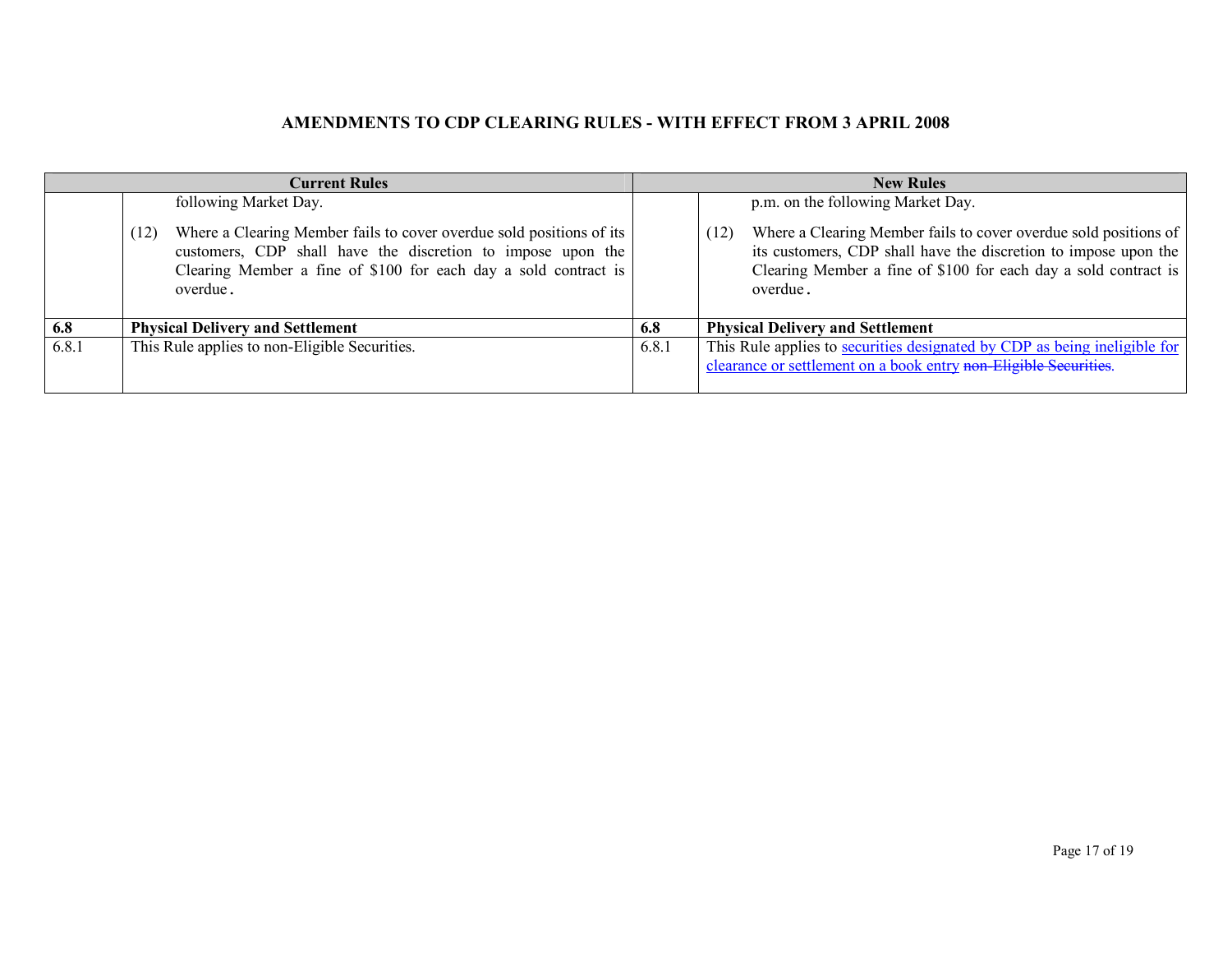## AMENDMENTS TO CDP CLEARING RULES - WITH EFFECT FROM 3 APRIL 2008

| Current Rules | | New Rules | |
|---|---|---|---|
| | following Market Day.<br><br>(12) Where a Clearing Member fails to cover overdue sold positions of its customers, CDP shall have the discretion to impose upon the Clearing Member a fine of $100 for each day a sold contract is overdue. | | p.m. on the following Market Day.<br><br>(12) Where a Clearing Member fails to cover overdue sold positions of its customers, CDP shall have the discretion to impose upon the Clearing Member a fine of $100 for each day a sold contract is overdue. |
| **6.8** | **Physical Delivery and Settlement** | **6.8** | **Physical Delivery and Settlement** |
| 6.8.1 | This Rule applies to non-Eligible Securities. | 6.8.1 | This Rule applies to <u>securities designated by CDP as being ineligible for clearance or settlement on a book entry</u> ~~non-Eligible Securities~~. |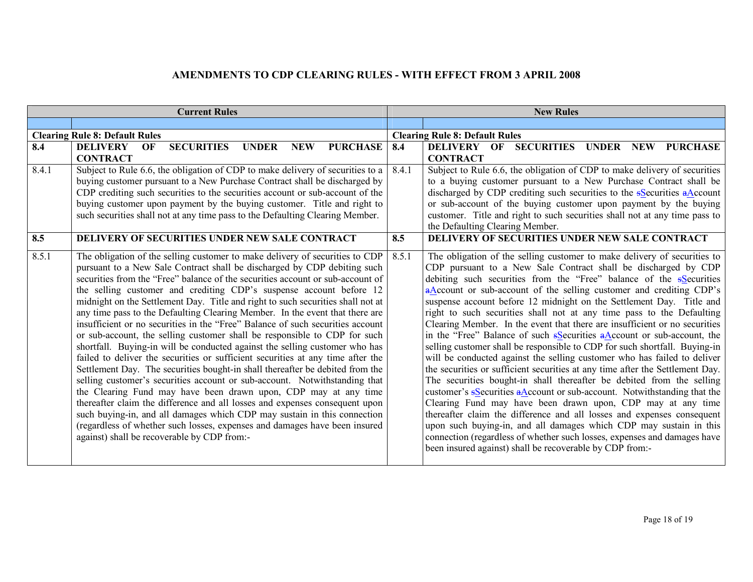# AMENDMENTS TO CDP CLEARING RULES - WITH EFFECT FROM 3 APRIL 2008

| Current Rules | | New Rules | |
|---|---|---|---|
| | | | |
| **Clearing Rule 8: Default Rules** | | **Clearing Rule 8: Default Rules** | |
| **8.4** | **DELIVERY OF SECURITIES UNDER NEW PURCHASE CONTRACT** | **8.4** | **DELIVERY OF SECURITIES UNDER NEW PURCHASE CONTRACT** |
| 8.4.1 | Subject to Rule 6.6, the obligation of CDP to make delivery of securities to a buying customer pursuant to a New Purchase Contract shall be discharged by CDP crediting such securities to the securities account or sub-account of the buying customer upon payment by the buying customer. Title and right to such securities shall not at any time pass to the Defaulting Clearing Member. | 8.4.1 | Subject to Rule 6.6, the obligation of CDP to make delivery of securities to a buying customer pursuant to a New Purchase Contract shall be discharged by CDP crediting such securities to the ~~s~~Securities ~~a~~Account or sub-account of the buying customer upon payment by the buying customer. Title and right to such securities shall not at any time pass to the Defaulting Clearing Member. |
| **8.5** | **DELIVERY OF SECURITIES UNDER NEW SALE CONTRACT** | **8.5** | **DELIVERY OF SECURITIES UNDER NEW SALE CONTRACT** |
| 8.5.1 | The obligation of the selling customer to make delivery of securities to CDP pursuant to a New Sale Contract shall be discharged by CDP debiting such securities from the "Free" balance of the securities account or sub-account of the selling customer and crediting CDP's suspense account before 12 midnight on the Settlement Day. Title and right to such securities shall not at any time pass to the Defaulting Clearing Member. In the event that there are insufficient or no securities in the "Free" Balance of such securities account or sub-account, the selling customer shall be responsible to CDP for such shortfall. Buying-in will be conducted against the selling customer who has failed to deliver the securities or sufficient securities at any time after the Settlement Day. The securities bought-in shall thereafter be debited from the selling customer's securities account or sub-account. Notwithstanding that the Clearing Fund may have been drawn upon, CDP may at any time thereafter claim the difference and all losses and expenses consequent upon such buying-in, and all damages which CDP may sustain in this connection (regardless of whether such losses, expenses and damages have been insured against) shall be recoverable by CDP from:- | 8.5.1 | The obligation of the selling customer to make delivery of securities to CDP pursuant to a New Sale Contract shall be discharged by CDP debiting such securities from the "Free" balance of the ~~s~~Securities ~~a~~Account or sub-account of the selling customer and crediting CDP's suspense account before 12 midnight on the Settlement Day. Title and right to such securities shall not at any time pass to the Defaulting Clearing Member. In the event that there are insufficient or no securities in the "Free" Balance of such ~~s~~Securities ~~a~~Account or sub-account, the selling customer shall be responsible to CDP for such shortfall. Buying-in will be conducted against the selling customer who has failed to deliver the securities or sufficient securities at any time after the Settlement Day. The securities bought-in shall thereafter be debited from the selling customer's ~~s~~Securities ~~a~~Account or sub-account. Notwithstanding that the Clearing Fund may have been drawn upon, CDP may at any time thereafter claim the difference and all losses and expenses consequent upon such buying-in, and all damages which CDP may sustain in this connection (regardless of whether such losses, expenses and damages have been insured against) shall be recoverable by CDP from:- |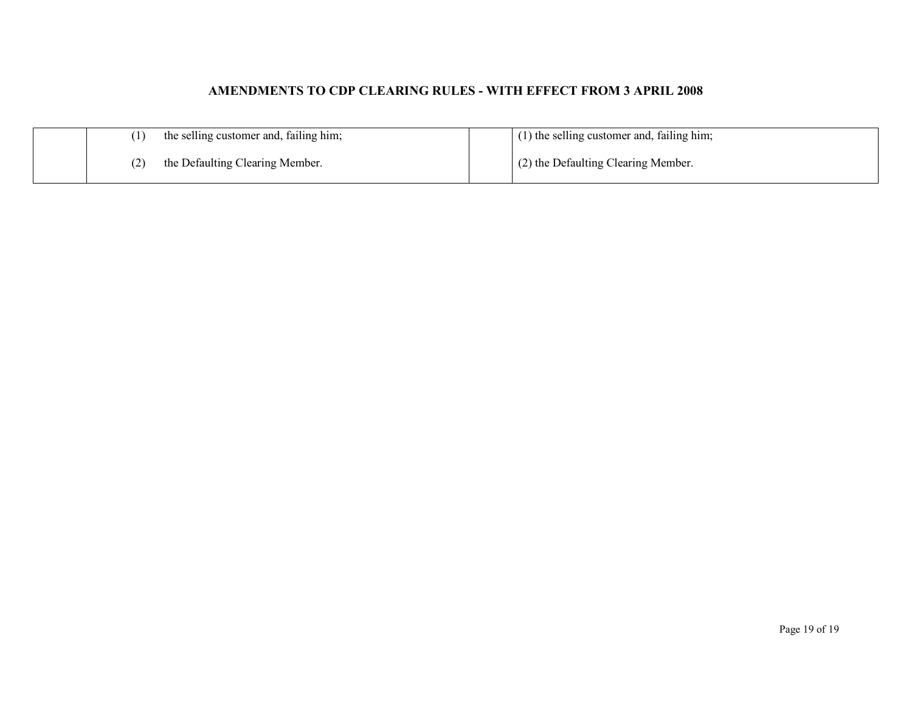**AMENDMENTS TO CDP CLEARING RULES - WITH EFFECT FROM 3 APRIL 2008**

| | | | |
|---|---|---|---|
| | (1) the selling customer and, failing him;<br><br>(2) the Defaulting Clearing Member. | | (1) the selling customer and, failing him;<br><br>(2) the Defaulting Clearing Member. |